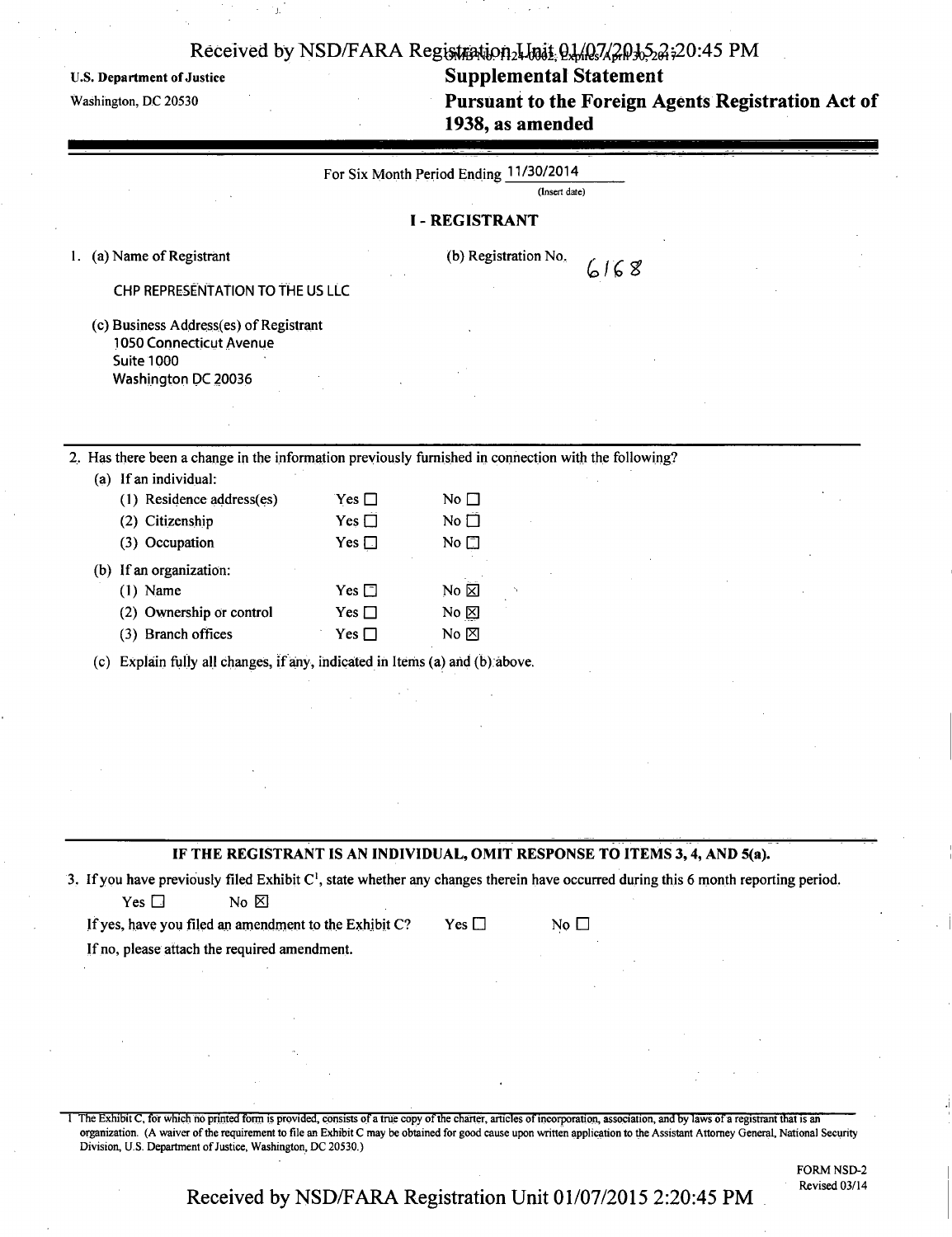U.S. Department of Justice

Washington, DC 20530

# Supplemental Statement

# Pursuant to the Foreign Agents Registration Act of 1938, as amended

For Six Month Period Ending 11/30/2014
(Insert date)

## I - REGISTRANT

1. (a) Name of Registrant

   CHP REPRESENTATION TO THE US LLC

   (b) Registration No. 6168

   (c) Business Address(es) of Registrant
   1050 Connecticut Avenue
   Suite 1000
   Washington DC 20036

2. Has there been a change in the information previously furnished in connection with the following?

   (a) If an individual:

   | | | |
   |---|---|---|
   | (1) Residence address(es) | Yes ☐ | No ☐ |
   | (2) Citizenship | Yes ☐ | No ☐ |
   | (3) Occupation | Yes ☐ | No ☐ |

   (b) If an organization:

   | | | |
   |---|---|---|
   | (1) Name | Yes ☐ | No ☒ |
   | (2) Ownership or control | Yes ☐ | No ☒ |
   | (3) Branch offices | Yes ☐ | No ☒ |

   (c) Explain fully all changes, if any, indicated in Items (a) and (b) above.

**IF THE REGISTRANT IS AN INDIVIDUAL, OMIT RESPONSE TO ITEMS 3, 4, AND 5(a).**

3. If you have previously filed Exhibit C[1], state whether any changes therein have occurred during this 6 month reporting period.

   Yes ☐ No ☒

   If yes, have you filed an amendment to the Exhibit C? Yes ☐ No ☐

   If no, please attach the required amendment.

[1] The Exhibit C, for which no printed form is provided, consists of a true copy of the charter, articles of incorporation, association, and by laws of a registrant that is an organization. (A waiver of the requirement to file an Exhibit C may be obtained for good cause upon written application to the Assistant Attorney General, National Security Division, U.S. Department of Justice, Washington, DC 20530.)

FORM NSD-2
Revised 03/14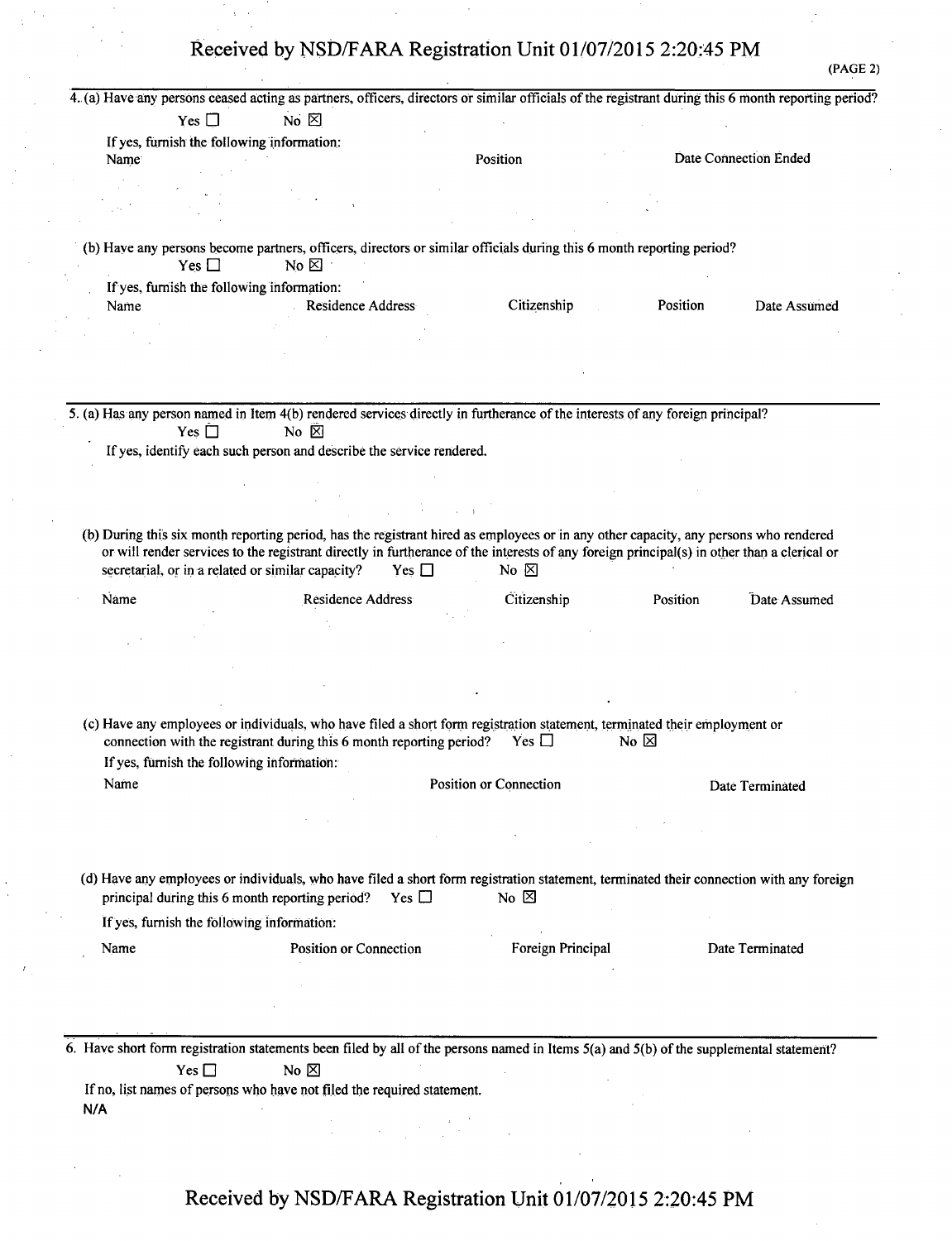(PAGE 2)

4. (a) Have any persons ceased acting as partners, officers, directors or similar officials of the registrant during this 6 month reporting period?

Yes ☐ No ☒

If yes, furnish the following information:

| Name | Position | Date Connection Ended |
| --- | --- | --- |
| | | |

(b) Have any persons become partners, officers, directors or similar officials during this 6 month reporting period?

Yes ☐ No ☒

If yes, furnish the following information:

| Name | Residence Address | Citizenship | Position | Date Assumed |
| --- | --- | --- | --- | --- |
| | | | | |

5. (a) Has any person named in Item 4(b) rendered services directly in furtherance of the interests of any foreign principal?

Yes ☐ No ☒

If yes, identify each such person and describe the service rendered.

(b) During this six month reporting period, has the registrant hired as employees or in any other capacity, any persons who rendered or will render services to the registrant directly in furtherance of the interests of any foreign principal(s) in other than a clerical or secretarial, or in a related or similar capacity? Yes ☐ No ☒

| Name | Residence Address | Citizenship | Position | Date Assumed |
| --- | --- | --- | --- | --- |
| | | | | |

(c) Have any employees or individuals, who have filed a short form registration statement, terminated their employment or connection with the registrant during this 6 month reporting period? Yes ☐ No ☒

If yes, furnish the following information:

| Name | Position or Connection | Date Terminated |
| --- | --- | --- |
| | | |

(d) Have any employees or individuals, who have filed a short form registration statement, terminated their connection with any foreign principal during this 6 month reporting period? Yes ☐ No ☒

If yes, furnish the following information:

| Name | Position or Connection | Foreign Principal | Date Terminated |
| --- | --- | --- | --- |
| | | | |

6. Have short form registration statements been filed by all of the persons named in Items 5(a) and 5(b) of the supplemental statement?

Yes ☐ No ☒

If no, list names of persons who have not filed the required statement.

**N/A**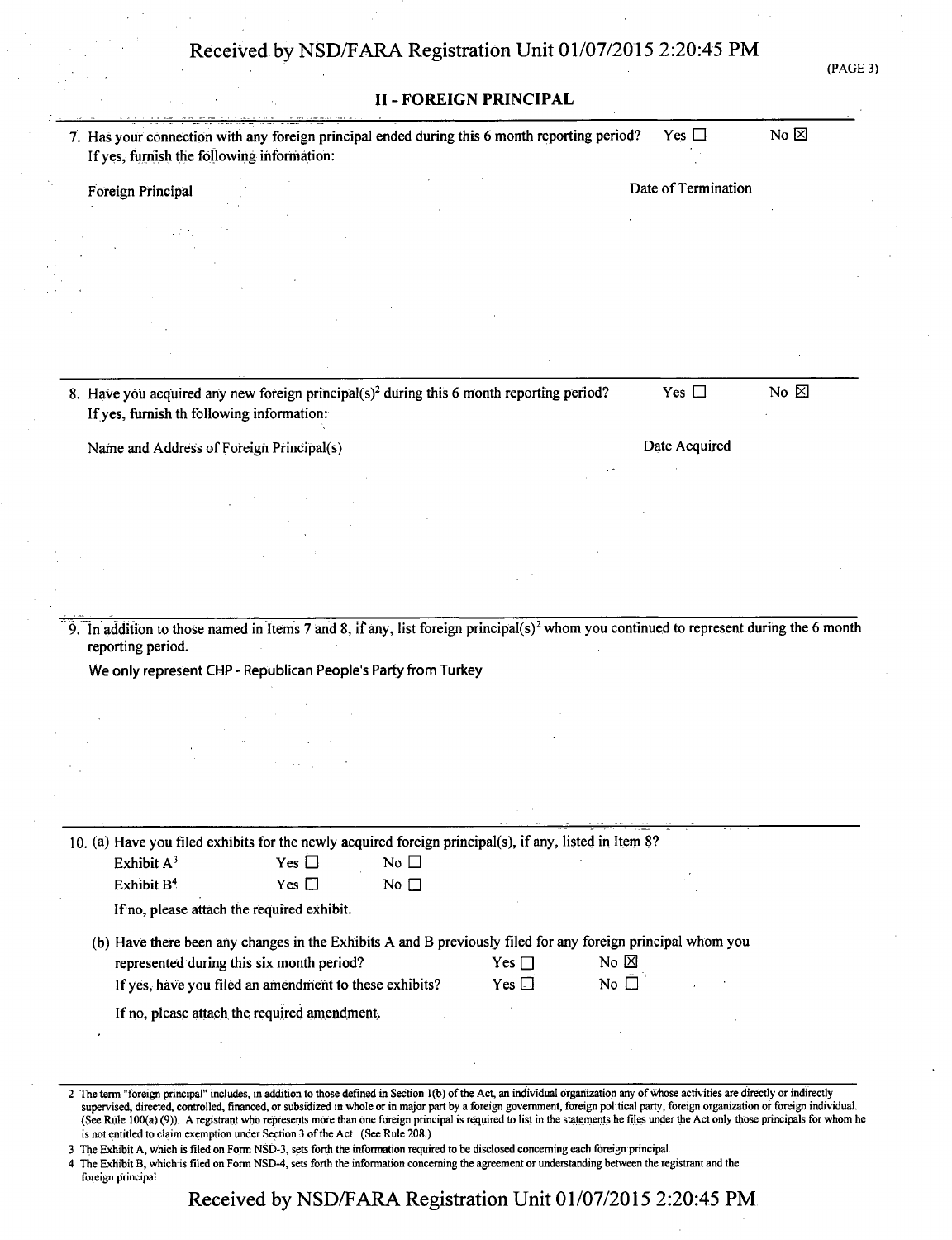## II - FOREIGN PRINCIPAL

7. Has your connection with any foreign principal ended during this 6 month reporting period? Yes ☐ No ☒
   If yes, furnish the following information:

   Foreign Principal | Date of Termination

8. Have you acquired any new foreign principal(s)[2] during this 6 month reporting period? Yes ☐ No ☒
   If yes, furnish th following information:

   Name and Address of Foreign Principal(s) | Date Acquired

9. In addition to those named in Items 7 and 8, if any, list foreign principal(s)[2] whom you continued to represent during the 6 month reporting period.

   We only represent CHP - Republican People's Party from Turkey

10. (a) Have you filed exhibits for the newly acquired foreign principal(s), if any, listed in Item 8?

   Exhibit A[3] Yes ☐ No ☐
   Exhibit B[4] Yes ☐ No ☐

   If no, please attach the required exhibit.

   (b) Have there been any changes in the Exhibits A and B previously filed for any foreign principal whom you represented during this six month period? Yes ☐ No ☒
   If yes, have you filed an amendment to these exhibits? Yes ☐ No ☐

   If no, please attach the required amendment.

---

2 The term "foreign principal" includes, in addition to those defined in Section 1(b) of the Act, an individual organization any of whose activities are directly or indirectly supervised, directed, controlled, financed, or subsidized in whole or in major part by a foreign government, foreign political party, foreign organization or foreign individual. (See Rule 100(a) (9)). A registrant who represents more than one foreign principal is required to list in the statements he files under the Act only those principals for whom he is not entitled to claim exemption under Section 3 of the Act. (See Rule 208.)

3 The Exhibit A, which is filed on Form NSD-3, sets forth the information required to be disclosed concerning each foreign principal.

4 The Exhibit B, which is filed on Form NSD-4, sets forth the information concerning the agreement or understanding between the registrant and the foreign principal.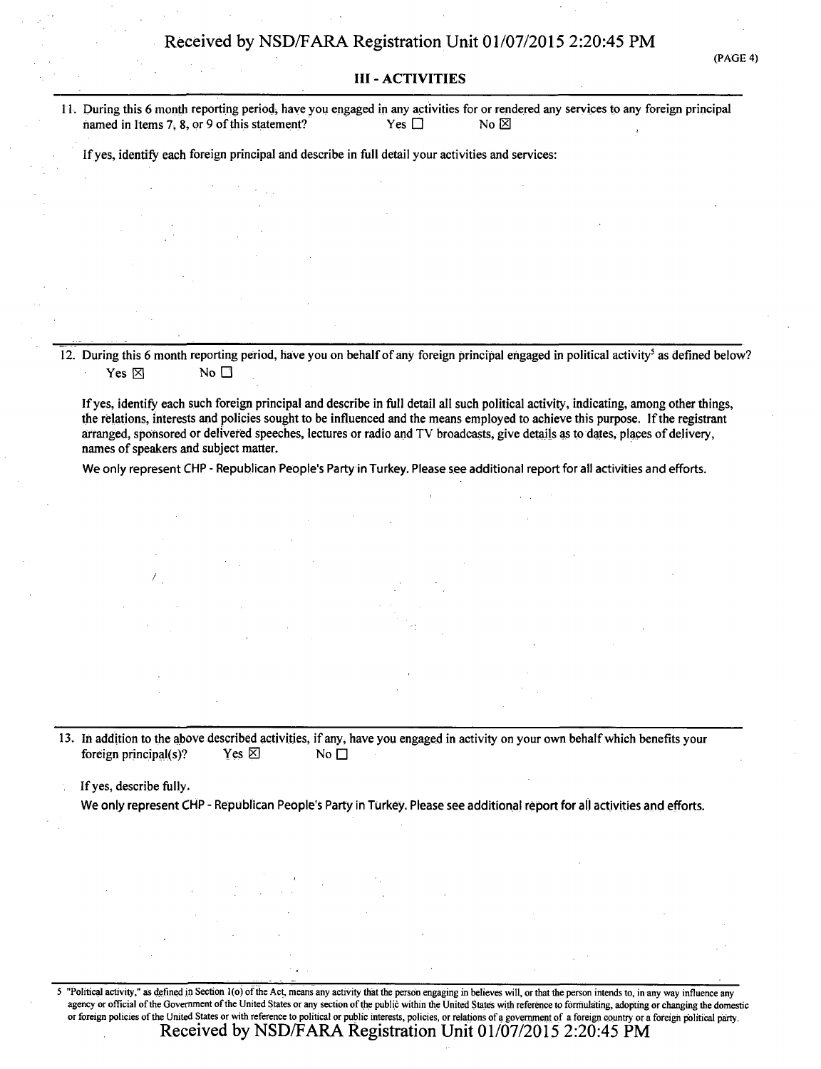## III - ACTIVITIES

11. During this 6 month reporting period, have you engaged in any activities for or rendered any services to any foreign principal named in Items 7, 8, or 9 of this statement? Yes ☐ No ☒

If yes, identify each foreign principal and describe in full detail your activities and services:

12. During this 6 month reporting period, have you on behalf of any foreign principal engaged in political activity[5] as defined below? Yes ☒ No ☐

If yes, identify each such foreign principal and describe in full detail all such political activity, indicating, among other things, the relations, interests and policies sought to be influenced and the means employed to achieve this purpose. If the registrant arranged, sponsored or delivered speeches, lectures or radio and TV broadcasts, give details as to dates, places of delivery, names of speakers and subject matter.

We only represent CHP - Republican People's Party in Turkey. Please see additional report for all activities and efforts.

13. In addition to the above described activities, if any, have you engaged in activity on your own behalf which benefits your foreign principal(s)? Yes ☒ No ☐

If yes, describe fully.

We only represent CHP - Republican People's Party in Turkey. Please see additional report for all activities and efforts.

5 "Political activity," as defined in Section 1(o) of the Act, means any activity that the person engaging in believes will, or that the person intends to, in any way influence any agency or official of the Government of the United States or any section of the public within the United States with reference to formulating, adopting or changing the domestic or foreign policies of the United States or with reference to political or public interests, policies, or relations of a government of a foreign country or a foreign political party.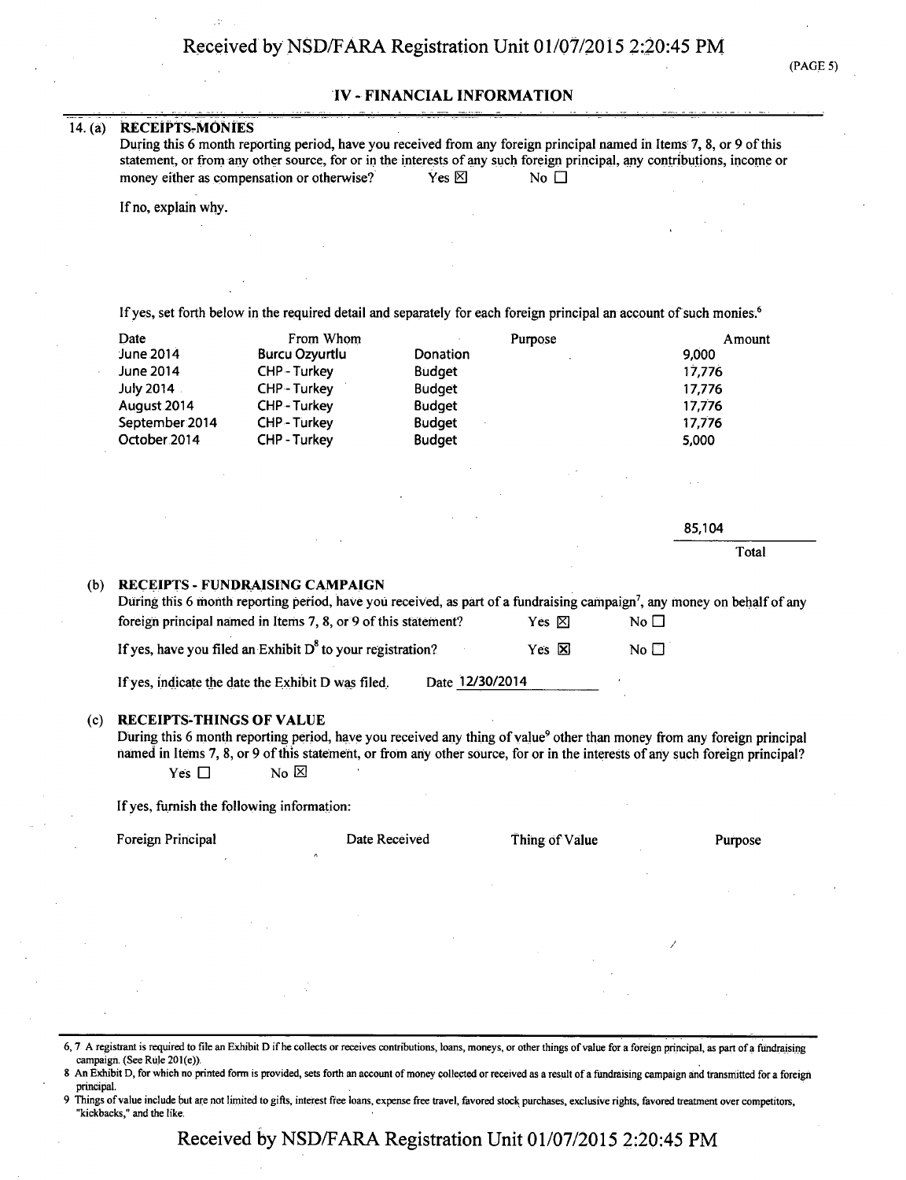## IV - FINANCIAL INFORMATION

**14. (a) RECEIPTS-MONIES**

During this 6 month reporting period, have you received from any foreign principal named in Items 7, 8, or 9 of this statement, or from any other source, for or in the interests of any such foreign principal, any contributions, income or money either as compensation or otherwise? Yes ☒ No ☐

If no, explain why.

If yes, set forth below in the required detail and separately for each foreign principal an account of such monies.[6]

| Date | From Whom | Purpose | Amount |
|---|---|---|---|
| June 2014 | Burcu Ozyurtlu | Donation | 9,000 |
| June 2014 | CHP - Turkey | Budget | 17,776 |
| July 2014 | CHP - Turkey | Budget | 17,776 |
| August 2014 | CHP - Turkey | Budget | 17,776 |
| September 2014 | CHP - Turkey | Budget | 17,776 |
| October 2014 | CHP - Turkey | Budget | 5,000 |
| | | Total | 85,104 |

**(b) RECEIPTS - FUNDRAISING CAMPAIGN**

During this 6 month reporting period, have you received, as part of a fundraising campaign[7], any money on behalf of any foreign principal named in Items 7, 8, or 9 of this statement? Yes ☒ No ☐

If yes, have you filed an Exhibit D[8] to your registration? Yes ☒ No ☐

If yes, indicate the date the Exhibit D was filed. Date 12/30/2014

**(c) RECEIPTS-THINGS OF VALUE**

During this 6 month reporting period, have you received any thing of value[9] other than money from any foreign principal named in Items 7, 8, or 9 of this statement, or from any other source, for or in the interests of any such foreign principal? Yes ☐ No ☒

If yes, furnish the following information:

| Foreign Principal | Date Received | Thing of Value | Purpose |
|---|---|---|---|

---

6, 7 A registrant is required to file an Exhibit D if he collects or receives contributions, loans, moneys, or other things of value for a foreign principal, as part of a fundraising campaign. (See Rule 201(e)).

8 An Exhibit D, for which no printed form is provided, sets forth an account of money collected or received as a result of a fundraising campaign and transmitted for a foreign principal.

9 Things of value include but are not limited to gifts, interest free loans, expense free travel, favored stock purchases, exclusive rights, favored treatment over competitors, "kickbacks," and the like.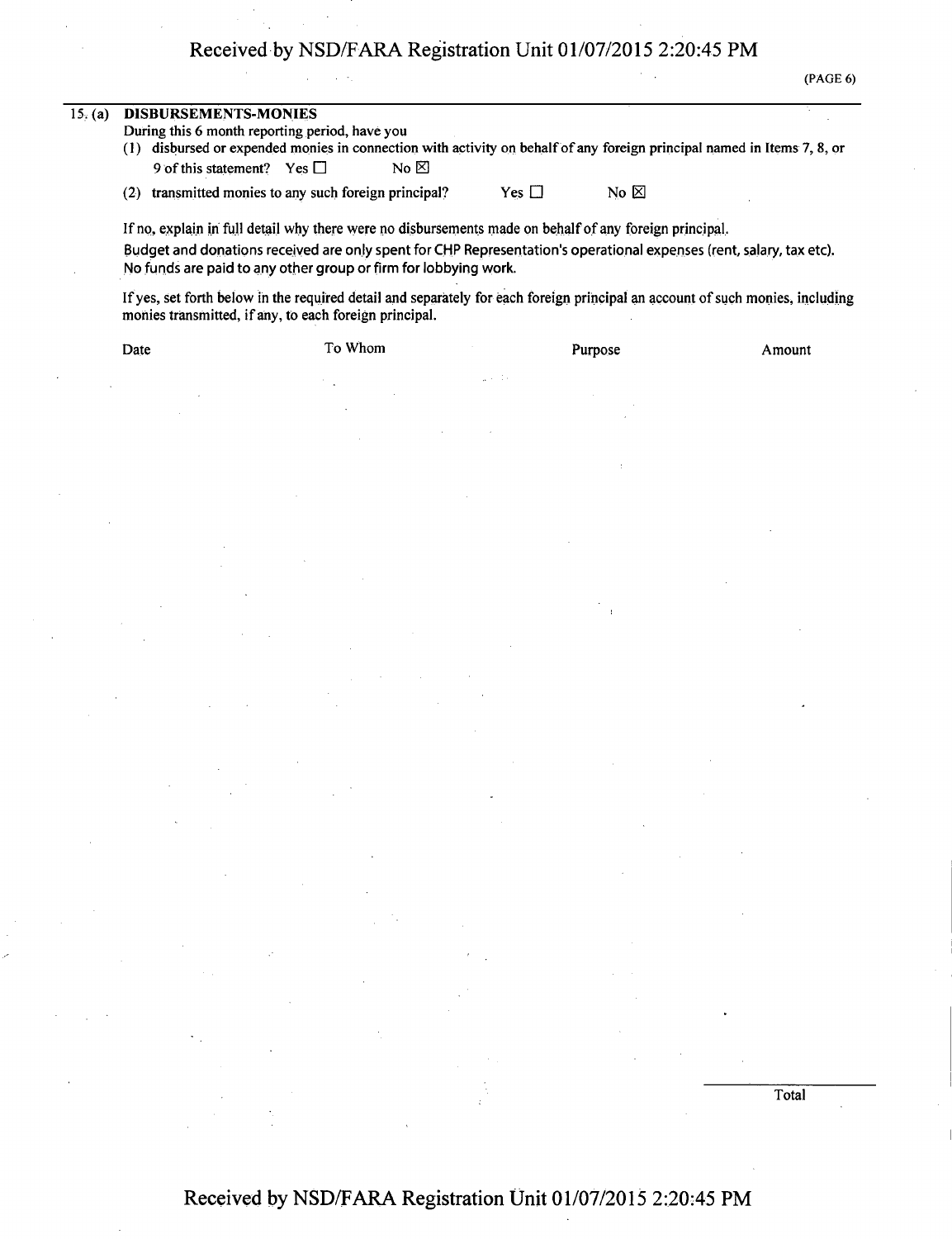## 15. (a) DISBURSEMENTS-MONIES

During this 6 month reporting period, have you

(1) disbursed or expended monies in connection with activity on behalf of any foreign principal named in Items 7, 8, or 9 of this statement? Yes ☐ No ☒

(2) transmitted monies to any such foreign principal? Yes ☐ No ☒

If no, explain in full detail why there were no disbursements made on behalf of any foreign principal.

Budget and donations received are only spent for CHP Representation's operational expenses (rent, salary, tax etc). No funds are paid to any other group or firm for lobbying work.

If yes, set forth below in the required detail and separately for each foreign principal an account of such monies, including monies transmitted, if any, to each foreign principal.

| Date | To Whom | Purpose | Amount |
|---|---|---|---|
| | | | |
| | | Total | |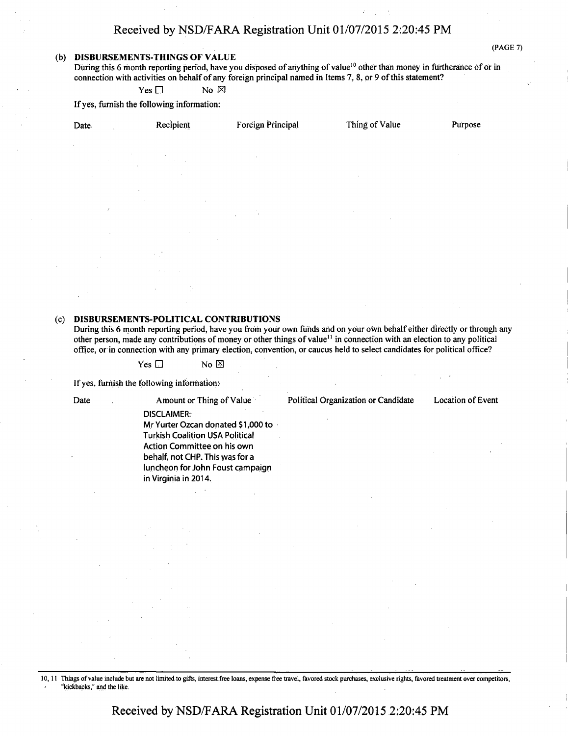(PAGE 7)

**(b) DISBURSEMENTS-THINGS OF VALUE**

During this 6 month reporting period, have you disposed of anything of value[10] other than money in furtherance of or in connection with activities on behalf of any foreign principal named in Items 7, 8, or 9 of this statement?

Yes ☐ No ☒

If yes, furnish the following information:

| Date | Recipient | Foreign Principal | Thing of Value | Purpose |
|---|---|---|---|---|

**(c) DISBURSEMENTS-POLITICAL CONTRIBUTIONS**

During this 6 month reporting period, have you from your own funds and on your own behalf either directly or through any other person, made any contributions of money or other things of value[11] in connection with an election to any political office, or in connection with any primary election, convention, or caucus held to select candidates for political office?

Yes ☐ No ☒

If yes, furnish the following information:

| Date | Amount or Thing of Value | Political Organization or Candidate | Location of Event |
|---|---|---|---|
| | DISCLAIMER: Mr Yurter Ozcan donated $1,000 to Turkish Coalition USA Political Action Committee on his own behalf, not CHP. This was for a luncheon for John Foust campaign in Virginia in 2014. | | |

10, 11 Things of value include but are not limited to gifts, interest free loans, expense free travel, favored stock purchases, exclusive rights, favored treatment over competitors, "kickbacks," and the like.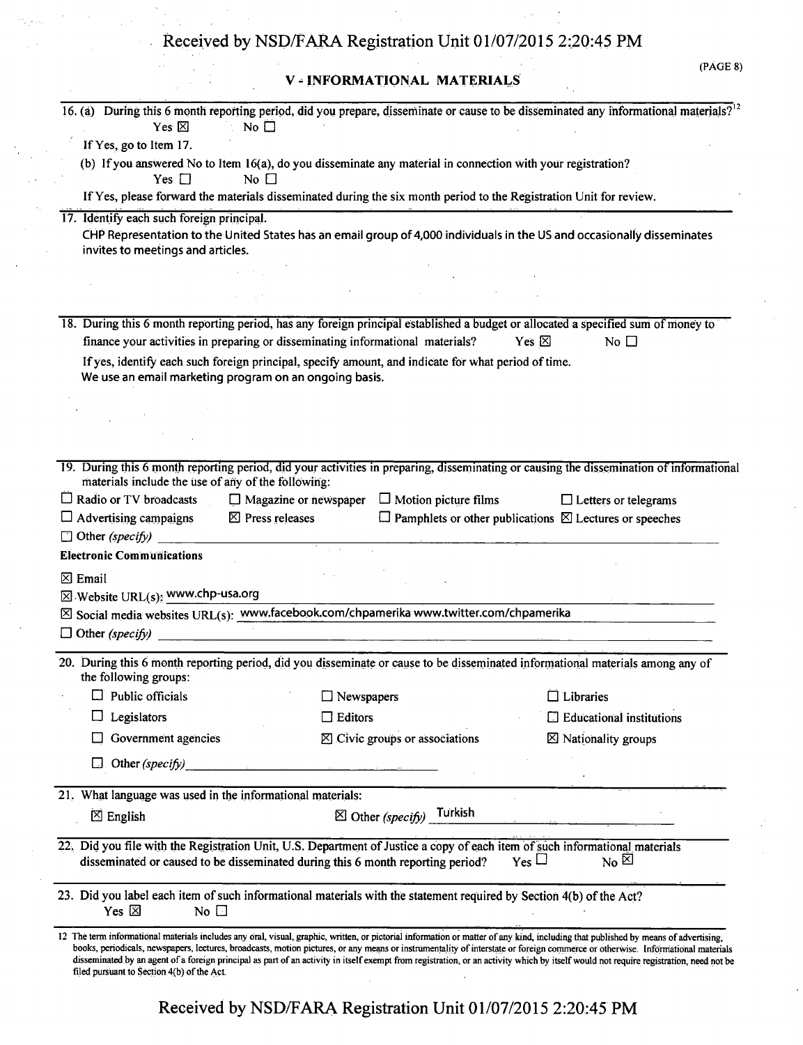## V - INFORMATIONAL MATERIALS

16. (a) During this 6 month reporting period, did you prepare, disseminate or cause to be disseminated any informational materials?[12]

Yes ☒ No ☐

If Yes, go to Item 17.

(b) If you answered No to Item 16(a), do you disseminate any material in connection with your registration?

Yes ☐ No ☐

If Yes, please forward the materials disseminated during the six month period to the Registration Unit for review.

17. Identify each such foreign principal.

CHP Representation to the United States has an email group of 4,000 individuals in the US and occasionally disseminates invites to meetings and articles.

18. During this 6 month reporting period, has any foreign principal established a budget or allocated a specified sum of money to finance your activities in preparing or disseminating informational materials? Yes ☒ No ☐

If yes, identify each such foreign principal, specify amount, and indicate for what period of time.

We use an email marketing program on an ongoing basis.

19. During this 6 month reporting period, did your activities in preparing, disseminating or causing the dissemination of informational materials include the use of any of the following:

☐ Radio or TV broadcasts ☐ Magazine or newspaper ☐ Motion picture films ☐ Letters or telegrams
☐ Advertising campaigns ☒ Press releases ☐ Pamphlets or other publications ☒ Lectures or speeches
☐ Other *(specify)*

**Electronic Communications**

☒ Email

☒ Website URL(s): www.chp-usa.org

☒ Social media websites URL(s): www.facebook.com/chpamerika www.twitter.com/chpamerika

☐ Other *(specify)*

20. During this 6 month reporting period, did you disseminate or cause to be disseminated informational materials among any of the following groups:

☐ Public officials ☐ Newspapers ☐ Libraries
☐ Legislators ☐ Editors ☐ Educational institutions
☐ Government agencies ☒ Civic groups or associations ☒ Nationality groups
☐ Other *(specify)*

21. What language was used in the informational materials:

☒ English ☒ Other *(specify)* Turkish

22. Did you file with the Registration Unit, U.S. Department of Justice a copy of each item of such informational materials disseminated or caused to be disseminated during this 6 month reporting period? Yes ☐ No ☒

23. Did you label each item of such informational materials with the statement required by Section 4(b) of the Act?

Yes ☒ No ☐

[12] The term informational materials includes any oral, visual, graphic, written, or pictorial information or matter of any kind, including that published by means of advertising, books, periodicals, newspapers, lectures, broadcasts, motion pictures, or any means or instrumentality of interstate or foreign commerce or otherwise. Informational materials disseminated by an agent of a foreign principal as part of an activity in itself exempt from registration, or an activity which by itself would not require registration, need not be filed pursuant to Section 4(b) of the Act.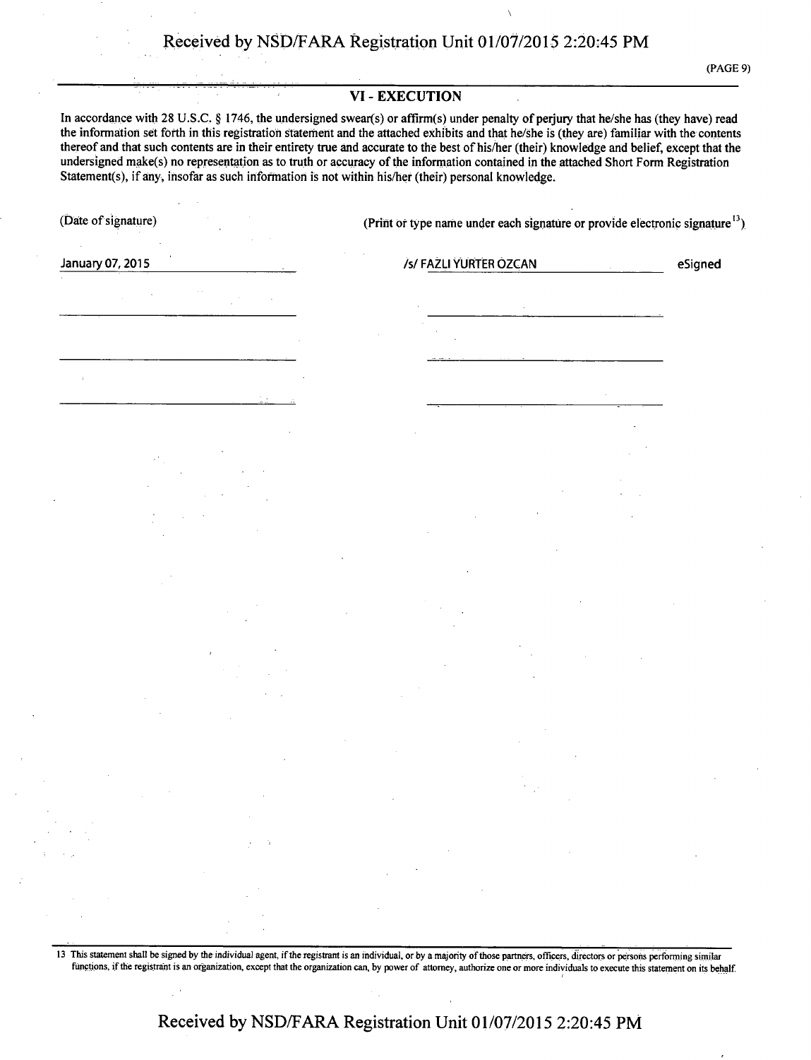## VI - EXECUTION

In accordance with 28 U.S.C. § 1746, the undersigned swear(s) or affirm(s) under penalty of perjury that he/she has (they have) read the information set forth in this registration statement and the attached exhibits and that he/she is (they are) familiar with the contents thereof and that such contents are in their entirety true and accurate to the best of his/her (their) knowledge and belief, except that the undersigned make(s) no representation as to truth or accuracy of the information contained in the attached Short Form Registration Statement(s), if any, insofar as such information is not within his/her (their) personal knowledge.

| (Date of signature) | (Print or type name under each signature or provide electronic signature[13]) | |
|---|---|---|
| January 07, 2015 | /s/ FAZLI YURTER OZCAN | eSigned |
| | | |
| | | |
| | | |

13 This statement shall be signed by the individual agent, if the registrant is an individual, or by a majority of those partners, officers, directors or persons performing similar functions, if the registrant is an organization, except that the organization can, by power of attorney, authorize one or more individuals to execute this statement on its behalf.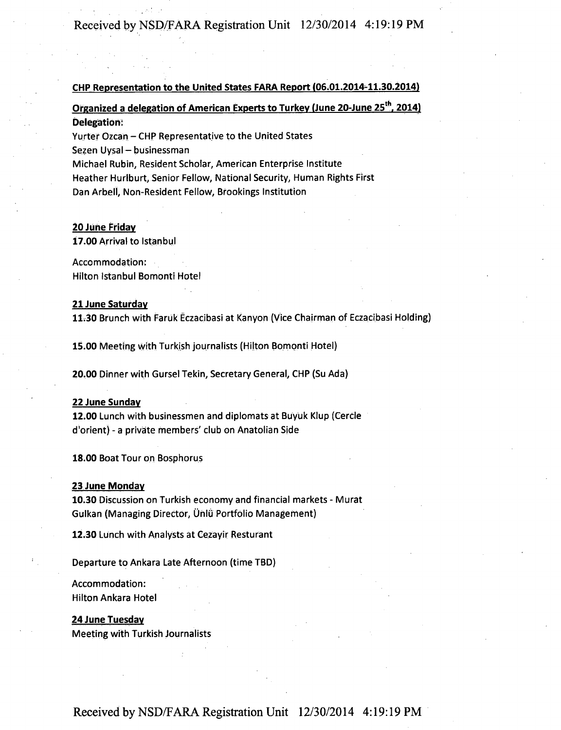**CHP Representation to the United States FARA Report (06.01.2014-11.30.2014)**

**Organized a delegation of American Experts to Turkey (June 20-June 25th, 2014)**

**Delegation:**

Yurter Ozcan – CHP Representative to the United States
Sezen Uysal – businessman
Michael Rubin, Resident Scholar, American Enterprise Institute
Heather Hurlburt, Senior Fellow, National Security, Human Rights First
Dan Arbell, Non-Resident Fellow, Brookings Institution

**20 June Friday**

**17.00** Arrival to Istanbul

Accommodation:
Hilton Istanbul Bomonti Hotel

**21 June Saturday**

**11.30** Brunch with Faruk Eczacibasi at Kanyon (Vice Chairman of Eczacibasi Holding)

**15.00** Meeting with Turkish journalists (Hilton Bomonti Hotel)

**20.00** Dinner with Gursel Tekin, Secretary General, CHP (Su Ada)

**22 June Sunday**

**12.00** Lunch with businessmen and diplomats at Buyuk Klup (Cercle d'orient) - a private members' club on Anatolian Side

**18.00** Boat Tour on Bosphorus

**23 June Monday**

**10.30** Discussion on Turkish economy and financial markets - Murat Gulkan (Managing Director, Ünlü Portfolio Management)

**12.30** Lunch with Analysts at Cezayir Resturant

Departure to Ankara Late Afternoon (time TBD)

Accommodation:
Hilton Ankara Hotel

**24 June Tuesday**

Meeting with Turkish Journalists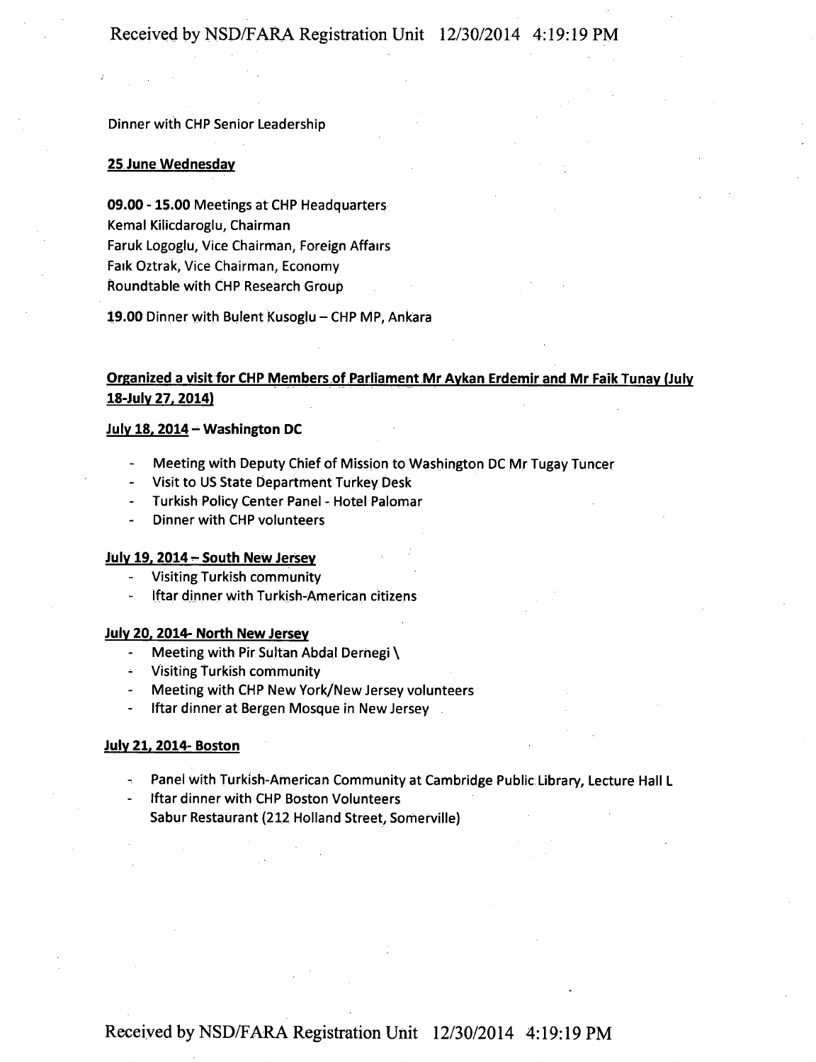Dinner with CHP Senior Leadership

**25 June Wednesday**

**09.00 - 15.00** Meetings at CHP Headquarters
Kemal Kilicdaroglu, Chairman
Faruk Logoglu, Vice Chairman, Foreign Affairs
Faık Oztrak, Vice Chairman, Economy
Roundtable with CHP Research Group

**19.00** Dinner with Bulent Kusoglu – CHP MP, Ankara

**Organized a visit for CHP Members of Parliament Mr Aykan Erdemir and Mr Faik Tunay (July 18-July 27, 2014)**

**July 18, 2014 – Washington DC**

- Meeting with Deputy Chief of Mission to Washington DC Mr Tugay Tuncer
- Visit to US State Department Turkey Desk
- Turkish Policy Center Panel - Hotel Palomar
- Dinner with CHP volunteers

**July 19, 2014 – South New Jersey**

- Visiting Turkish community
- Iftar dinner with Turkish-American citizens

**July 20, 2014- North New Jersey**

- Meeting with Pir Sultan Abdal Dernegi \
- Visiting Turkish community
- Meeting with CHP New York/New Jersey volunteers
- Iftar dinner at Bergen Mosque in New Jersey

**July 21, 2014- Boston**

- Panel with Turkish-American Community at Cambridge Public Library, Lecture Hall L
- Iftar dinner with CHP Boston Volunteers
  Sabur Restaurant (212 Holland Street, Somerville)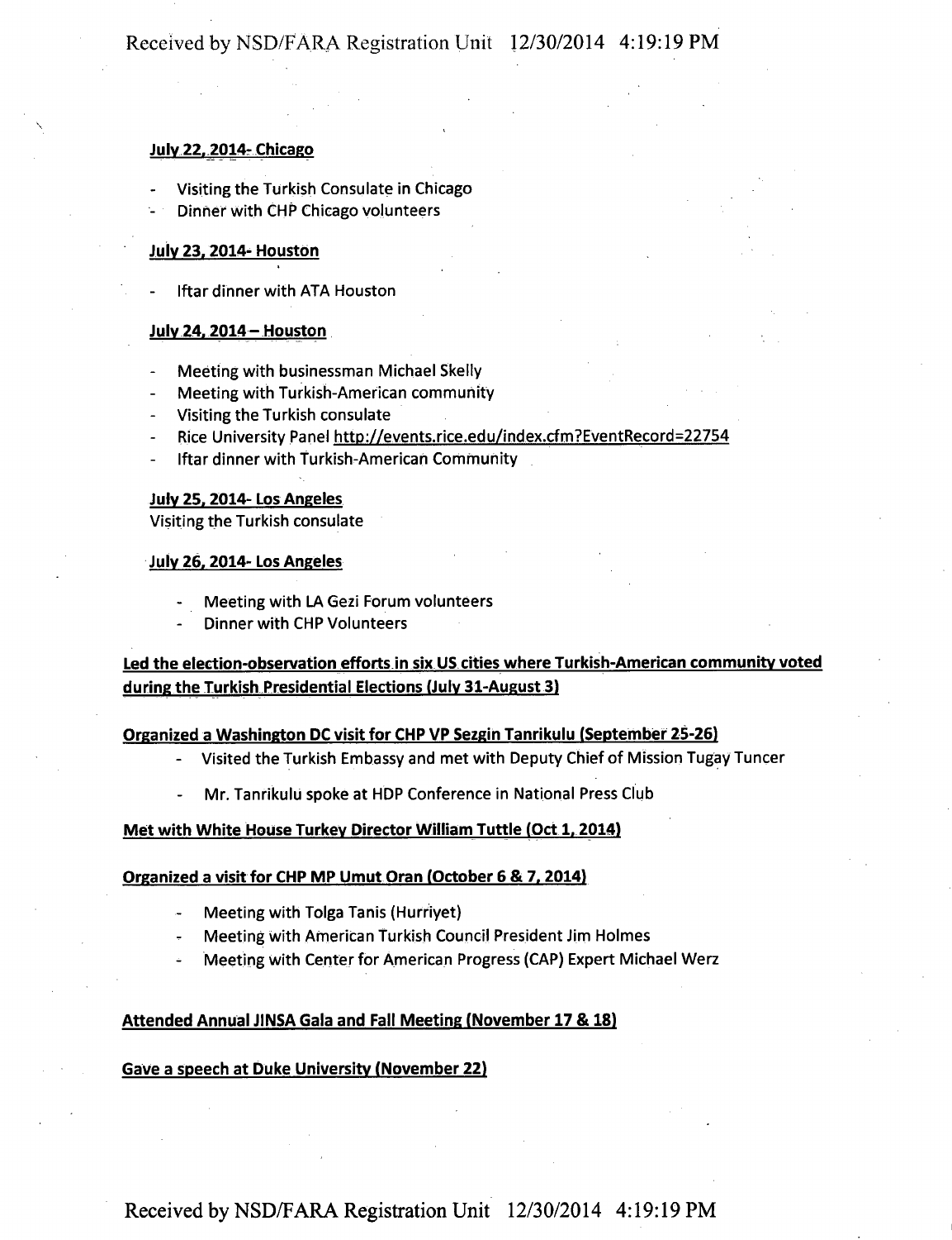**July 22, 2014- Chicago**

- Visiting the Turkish Consulate in Chicago
- Dinner with CHP Chicago volunteers

**July 23, 2014- Houston**

- Iftar dinner with ATA Houston

**July 24, 2014 – Houston**

- Meeting with businessman Michael Skelly
- Meeting with Turkish-American community
- Visiting the Turkish consulate
- Rice University Panel http://events.rice.edu/index.cfm?EventRecord=22754
- Iftar dinner with Turkish-American Community

**July 25, 2014- Los Angeles**

Visiting the Turkish consulate

**July 26, 2014- Los Angeles**

- Meeting with LA Gezi Forum volunteers
- Dinner with CHP Volunteers

**Led the election-observation efforts in six US cities where Turkish-American community voted during the Turkish Presidential Elections (July 31-August 3)**

**Organized a Washington DC visit for CHP VP Sezgin Tanrikulu (September 25-26)**

- Visited the Turkish Embassy and met with Deputy Chief of Mission Tugay Tuncer
- Mr. Tanrikulu spoke at HDP Conference in National Press Club

**Met with White House Turkey Director William Tuttle (Oct 1, 2014)**

**Organized a visit for CHP MP Umut Oran (October 6 & 7, 2014)**

- Meeting with Tolga Tanis (Hurriyet)
- Meeting with American Turkish Council President Jim Holmes
- Meeting with Center for American Progress (CAP) Expert Michael Werz

**Attended Annual JINSA Gala and Fall Meeting (November 17 & 18)**

**Gave a speech at Duke University (November 22)**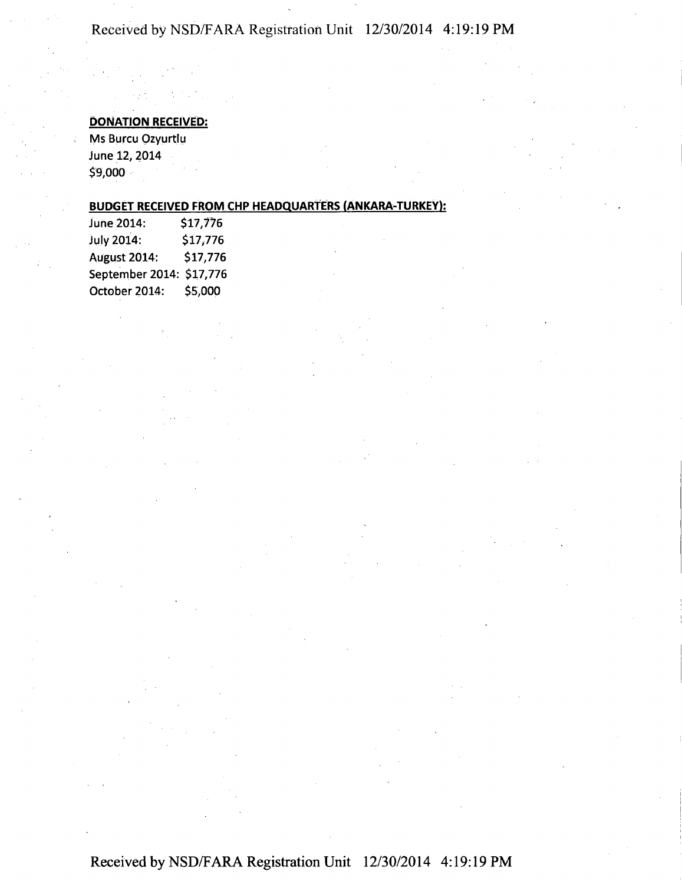**DONATION RECEIVED:**

Ms Burcu Ozyurtlu
June 12, 2014
$9,000

**BUDGET RECEIVED FROM CHP HEADQUARTERS (ANKARA-TURKEY):**

June 2014: $17,776
July 2014: $17,776
August 2014: $17,776
September 2014: $17,776
October 2014: $5,000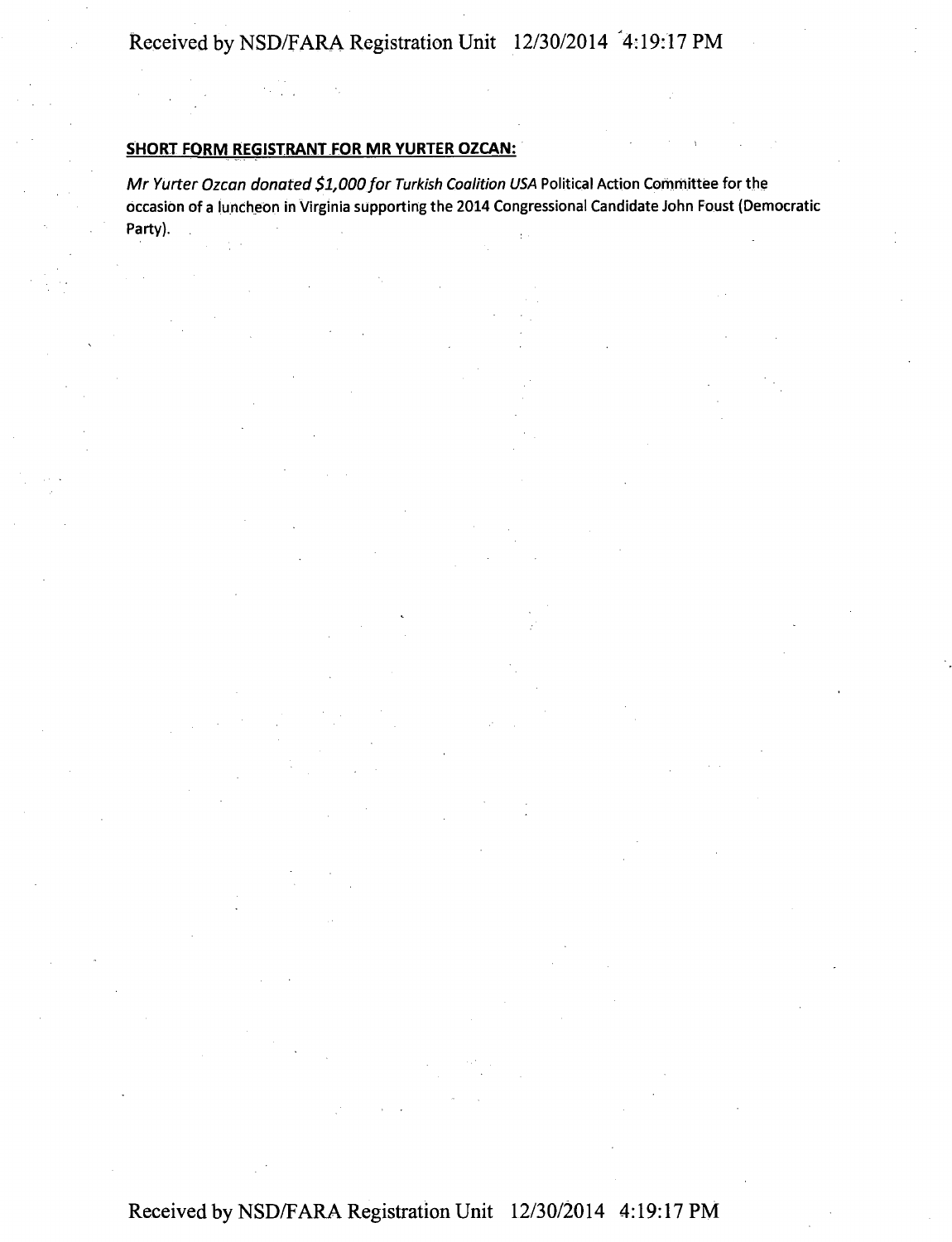**SHORT FORM REGISTRANT FOR MR YURTER OZCAN:**

*Mr Yurter Ozcan donated $1,000 for Turkish Coalition USA* Political Action Committee for the occasion of a luncheon in Virginia supporting the 2014 Congressional Candidate John Foust (Democratic Party).